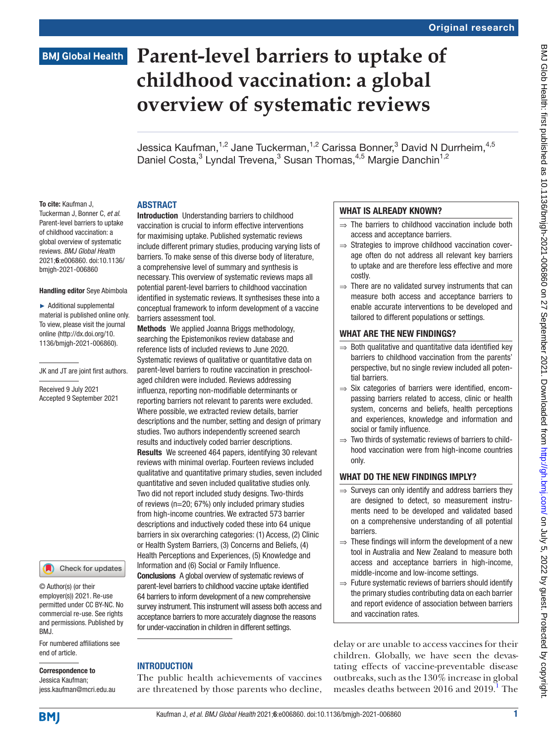Original research

BMJ Global Health

# Parent-level barriers to uptake of childhood vaccination: a global overview of systematic reviews

Jessica Kaufman,[1,2] Jane Tuckerman,[1,2] Carissa Bonner,[3] David N Durrheim,[4,5] Daniel Costa,[3] Lyndal Trevena,[3] Susan Thomas,[4,5] Margie Danchin[1,2]

**To cite:** Kaufman J, Tuckerman J, Bonner C, *et al*. Parent-level barriers to uptake of childhood vaccination: a global overview of systematic reviews. *BMJ Global Health* 2021;**6**:e006860. doi:10.1136/bmjgh-2021-006860

**Handling editor** Seye Abimbola

► Additional supplemental material is published online only. To view, please visit the journal online (http://dx.doi.org/10.1136/bmjgh-2021-006860).

JK and JT are joint first authors.

Received 9 July 2021
Accepted 9 September 2021

© Author(s) (or their employer(s)) 2021. Re-use permitted under CC BY-NC. No commercial re-use. See rights and permissions. Published by BMJ.

For numbered affiliations see end of article.

**Correspondence to**
Jessica Kaufman;
jess.kaufman@mcri.edu.au

## ABSTRACT

**Introduction** Understanding barriers to childhood vaccination is crucial to inform effective interventions for maximising uptake. Published systematic reviews include different primary studies, producing varying lists of barriers. To make sense of this diverse body of literature, a comprehensive level of summary and synthesis is necessary. This overview of systematic reviews maps all potential parent-level barriers to childhood vaccination identified in systematic reviews. It synthesises these into a conceptual framework to inform development of a vaccine barriers assessment tool.

**Methods** We applied Joanna Briggs methodology, searching the Epistemonikos review database and reference lists of included reviews to June 2020. Systematic reviews of qualitative or quantitative data on parent-level barriers to routine vaccination in preschool-aged children were included. Reviews addressing influenza, reporting non-modifiable determinants or reporting barriers not relevant to parents were excluded. Where possible, we extracted review details, barrier descriptions and the number, setting and design of primary studies. Two authors independently screened search results and inductively coded barrier descriptions.

**Results** We screened 464 papers, identifying 30 relevant reviews with minimal overlap. Fourteen reviews included qualitative and quantitative primary studies, seven included quantitative and seven included qualitative studies only. Two did not report included study designs. Two-thirds of reviews (n=20; 67%) only included primary studies from high-income countries. We extracted 573 barrier descriptions and inductively coded these into 64 unique barriers in six overarching categories: (1) Access, (2) Clinic or Health System Barriers, (3) Concerns and Beliefs, (4) Health Perceptions and Experiences, (5) Knowledge and Information and (6) Social or Family Influence.

**Conclusions** A global overview of systematic reviews of parent-level barriers to childhood vaccine uptake identified 64 barriers to inform development of a new comprehensive survey instrument. This instrument will assess both access and acceptance barriers to more accurately diagnose the reasons for under-vaccination in children in different settings.

### WHAT IS ALREADY KNOWN?

⇒ The barriers to childhood vaccination include both access and acceptance barriers.
⇒ Strategies to improve childhood vaccination coverage often do not address all relevant key barriers to uptake and are therefore less effective and more costly.
⇒ There are no validated survey instruments that can measure both access and acceptance barriers to enable accurate interventions to be developed and tailored to different populations or settings.

### WHAT ARE THE NEW FINDINGS?

⇒ Both qualitative and quantitative data identified key barriers to childhood vaccination from the parents' perspective, but no single review included all potential barriers.
⇒ Six categories of barriers were identified, encompassing barriers related to access, clinic or health system, concerns and beliefs, health perceptions and experiences, knowledge and information and social or family influence.
⇒ Two thirds of systematic reviews of barriers to childhood vaccination were from high-income countries only.

### WHAT DO THE NEW FINDINGS IMPLY?

⇒ Surveys can only identify and address barriers they are designed to detect, so measurement instruments need to be developed and validated based on a comprehensive understanding of all potential barriers.
⇒ These findings will inform the development of a new tool in Australia and New Zealand to measure both access and acceptance barriers in high-income, middle-income and low-income settings.
⇒ Future systematic reviews of barriers should identify the primary studies contributing data on each barrier and report evidence of association between barriers and vaccination rates.

## INTRODUCTION

The public health achievements of vaccines are threatened by those parents who decline, delay or are unable to access vaccines for their children. Globally, we have seen the devastating effects of vaccine-preventable disease outbreaks, such as the 130% increase in global measles deaths between 2016 and 2019.[1] The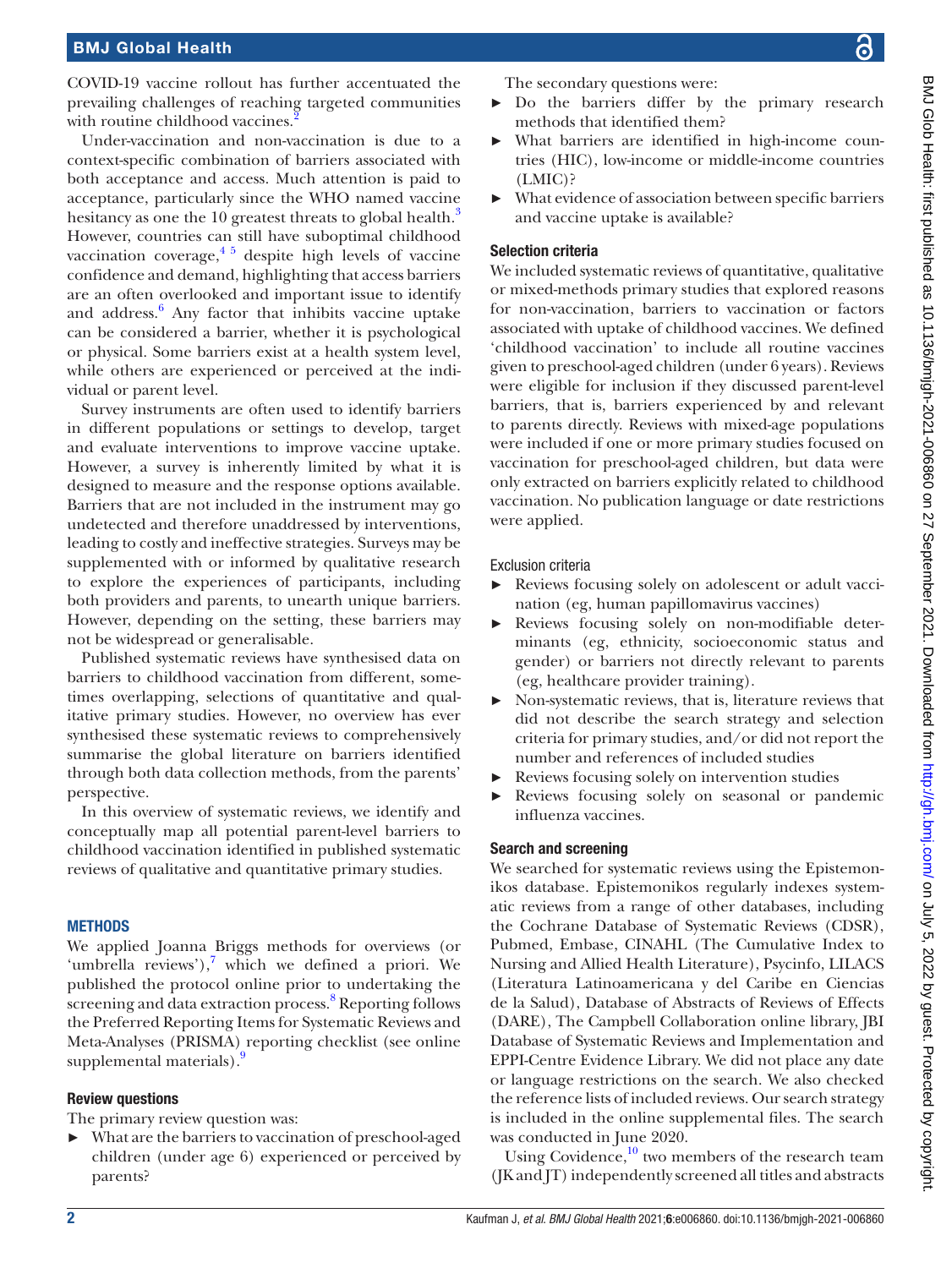COVID-19 vaccine rollout has further accentuated the prevailing challenges of reaching targeted communities with routine childhood vaccines.[2]

Under-vaccination and non-vaccination is due to a context-specific combination of barriers associated with both acceptance and access. Much attention is paid to acceptance, particularly since the WHO named vaccine hesitancy as one the 10 greatest threats to global health.[3] However, countries can still have suboptimal childhood vaccination coverage,[4 5] despite high levels of vaccine confidence and demand, highlighting that access barriers are an often overlooked and important issue to identify and address.[6] Any factor that inhibits vaccine uptake can be considered a barrier, whether it is psychological or physical. Some barriers exist at a health system level, while others are experienced or perceived at the individual or parent level.

Survey instruments are often used to identify barriers in different populations or settings to develop, target and evaluate interventions to improve vaccine uptake. However, a survey is inherently limited by what it is designed to measure and the response options available. Barriers that are not included in the instrument may go undetected and therefore unaddressed by interventions, leading to costly and ineffective strategies. Surveys may be supplemented with or informed by qualitative research to explore the experiences of participants, including both providers and parents, to unearth unique barriers. However, depending on the setting, these barriers may not be widespread or generalisable.

Published systematic reviews have synthesised data on barriers to childhood vaccination from different, sometimes overlapping, selections of quantitative and qualitative primary studies. However, no overview has ever synthesised these systematic reviews to comprehensively summarise the global literature on barriers identified through both data collection methods, from the parents' perspective.

In this overview of systematic reviews, we identify and conceptually map all potential parent-level barriers to childhood vaccination identified in published systematic reviews of qualitative and quantitative primary studies.

## METHODS

We applied Joanna Briggs methods for overviews (or 'umbrella reviews'),[7] which we defined a priori. We published the protocol online prior to undertaking the screening and data extraction process.[8] Reporting follows the Preferred Reporting Items for Systematic Reviews and Meta-Analyses (PRISMA) reporting checklist (see online supplemental materials).[9]

### Review questions

The primary review question was:

- What are the barriers to vaccination of preschool-aged children (under age 6) experienced or perceived by parents?

The secondary questions were:

- Do the barriers differ by the primary research methods that identified them?
- What barriers are identified in high-income countries (HIC), low-income or middle-income countries (LMIC)?
- What evidence of association between specific barriers and vaccine uptake is available?

### Selection criteria

We included systematic reviews of quantitative, qualitative or mixed-methods primary studies that explored reasons for non-vaccination, barriers to vaccination or factors associated with uptake of childhood vaccines. We defined 'childhood vaccination' to include all routine vaccines given to preschool-aged children (under 6 years). Reviews were eligible for inclusion if they discussed parent-level barriers, that is, barriers experienced by and relevant to parents directly. Reviews with mixed-age populations were included if one or more primary studies focused on vaccination for preschool-aged children, but data were only extracted on barriers explicitly related to childhood vaccination. No publication language or date restrictions were applied.

#### Exclusion criteria

- Reviews focusing solely on adolescent or adult vaccination (eg, human papillomavirus vaccines)
- Reviews focusing solely on non-modifiable determinants (eg, ethnicity, socioeconomic status and gender) or barriers not directly relevant to parents (eg, healthcare provider training).
- Non-systematic reviews, that is, literature reviews that did not describe the search strategy and selection criteria for primary studies, and/or did not report the number and references of included studies
- Reviews focusing solely on intervention studies
- Reviews focusing solely on seasonal or pandemic influenza vaccines.

### Search and screening

We searched for systematic reviews using the Epistemonikos database. Epistemonikos regularly indexes systematic reviews from a range of other databases, including the Cochrane Database of Systematic Reviews (CDSR), Pubmed, Embase, CINAHL (The Cumulative Index to Nursing and Allied Health Literature), Psycinfo, LILACS (Literatura Latinoamericana y del Caribe en Ciencias de la Salud), Database of Abstracts of Reviews of Effects (DARE), The Campbell Collaboration online library, JBI Database of Systematic Reviews and Implementation and EPPI-Centre Evidence Library. We did not place any date or language restrictions on the search. We also checked the reference lists of included reviews. Our search strategy is included in the online supplemental files. The search was conducted in June 2020.

Using Covidence,[10] two members of the research team (JK and JT) independently screened all titles and abstracts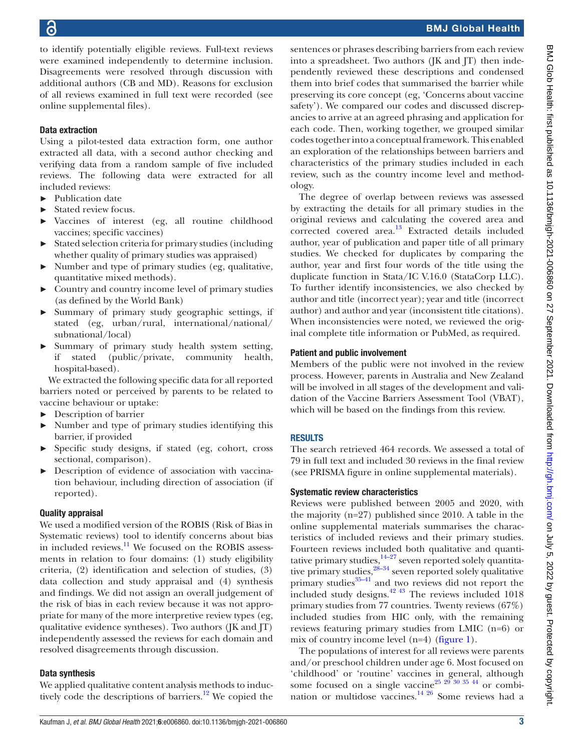to identify potentially eligible reviews. Full-text reviews were examined independently to determine inclusion. Disagreements were resolved through discussion with additional authors (CB and MD). Reasons for exclusion of all reviews examined in full text were recorded (see online supplemental files).

### Data extraction

Using a pilot-tested data extraction form, one author extracted all data, with a second author checking and verifying data from a random sample of five included reviews. The following data were extracted for all included reviews:

- Publication date
- Stated review focus.
- Vaccines of interest (eg, all routine childhood vaccines; specific vaccines)
- Stated selection criteria for primary studies (including whether quality of primary studies was appraised)
- Number and type of primary studies (eg, qualitative, quantitative mixed methods).
- Country and country income level of primary studies (as defined by the World Bank)
- Summary of primary study geographic settings, if stated (eg, urban/rural, international/national/subnational/local)
- Summary of primary study health system setting, if stated (public/private, community health, hospital-based).

We extracted the following specific data for all reported barriers noted or perceived by parents to be related to vaccine behaviour or uptake:

- Description of barrier
- Number and type of primary studies identifying this barrier, if provided
- Specific study designs, if stated (eg, cohort, cross sectional, comparison).
- Description of evidence of association with vaccination behaviour, including direction of association (if reported).

### Quality appraisal

We used a modified version of the ROBIS (Risk of Bias in Systematic reviews) tool to identify concerns about bias in included reviews.[11] We focused on the ROBIS assessments in relation to four domains: (1) study eligibility criteria, (2) identification and selection of studies, (3) data collection and study appraisal and (4) synthesis and findings. We did not assign an overall judgement of the risk of bias in each review because it was not appropriate for many of the more interpretive review types (eg, qualitative evidence syntheses). Two authors (JK and JT) independently assessed the reviews for each domain and resolved disagreements through discussion.

### Data synthesis

We applied qualitative content analysis methods to inductively code the descriptions of barriers.[12] We copied the sentences or phrases describing barriers from each review into a spreadsheet. Two authors (JK and JT) then independently reviewed these descriptions and condensed them into brief codes that summarised the barrier while preserving its core concept (eg, 'Concerns about vaccine safety'). We compared our codes and discussed discrepancies to arrive at an agreed phrasing and application for each code. Then, working together, we grouped similar codes together into a conceptual framework. This enabled an exploration of the relationships between barriers and characteristics of the primary studies included in each review, such as the country income level and methodology.

The degree of overlap between reviews was assessed by extracting the details for all primary studies in the original reviews and calculating the covered area and corrected covered area.[13] Extracted details included author, year of publication and paper title of all primary studies. We checked for duplicates by comparing the author, year and first four words of the title using the duplicate function in Stata/IC V.16.0 (StataCorp LLC). To further identify inconsistencies, we also checked by author and title (incorrect year); year and title (incorrect author) and author and year (inconsistent title citations). When inconsistencies were noted, we reviewed the original complete title information or PubMed, as required.

### Patient and public involvement

Members of the public were not involved in the review process. However, parents in Australia and New Zealand will be involved in all stages of the development and validation of the Vaccine Barriers Assessment Tool (VBAT), which will be based on the findings from this review.

## RESULTS

The search retrieved 464 records. We assessed a total of 79 in full text and included 30 reviews in the final review (see PRISMA figure in online supplemental materials).

### Systematic review characteristics

Reviews were published between 2005 and 2020, with the majority (n=27) published since 2010. A table in the online supplemental materials summarises the characteristics of included reviews and their primary studies. Fourteen reviews included both qualitative and quantitative primary studies,[14–27] seven reported solely quantitative primary studies,[28–34] seven reported solely qualitative primary studies[35–41] and two reviews did not report the included study designs.[42 43] The reviews included 1018 primary studies from 77 countries. Twenty reviews (67%) included studies from HIC only, with the remaining reviews featuring primary studies from LMIC (n=6) or mix of country income level (n=4) (figure 1).

The populations of interest for all reviews were parents and/or preschool children under age 6. Most focused on 'childhood' or 'routine' vaccines in general, although some focused on a single vaccine[25 29 30 35 44] or combination or multidose vaccines.[14 26] Some reviews had a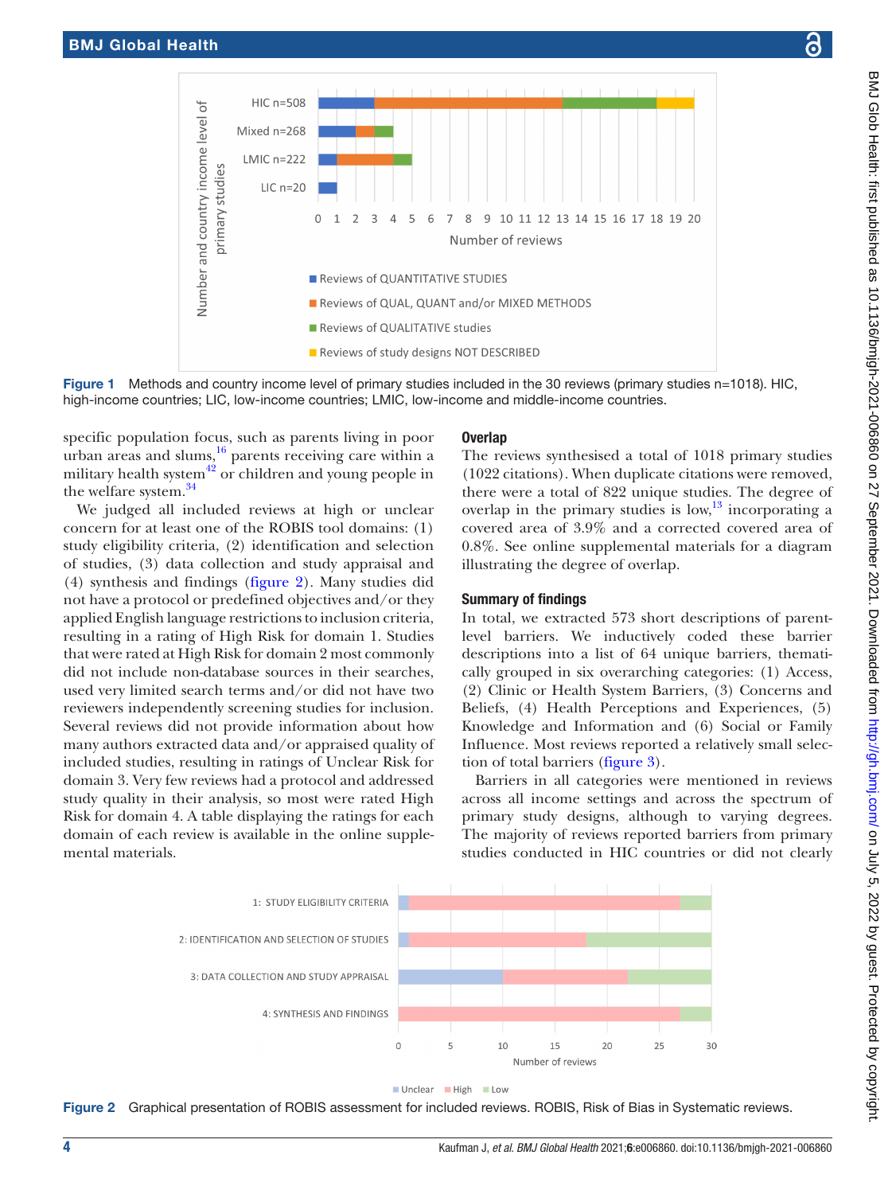Figure 1 Methods and country income level of primary studies included in the 30 reviews (primary studies n=1018). HIC, high-income countries; LIC, low-income countries; LMIC, low-income and middle-income countries.

specific population focus, such as parents living in poor urban areas and slums,[16] parents receiving care within a military health system[42] or children and young people in the welfare system.[34]

We judged all included reviews at high or unclear concern for at least one of the ROBIS tool domains: (1) study eligibility criteria, (2) identification and selection of studies, (3) data collection and study appraisal and (4) synthesis and findings (figure 2). Many studies did not have a protocol or predefined objectives and/or they applied English language restrictions to inclusion criteria, resulting in a rating of High Risk for domain 1. Studies that were rated at High Risk for domain 2 most commonly did not include non-database sources in their searches, used very limited search terms and/or did not have two reviewers independently screening studies for inclusion. Several reviews did not provide information about how many authors extracted data and/or appraised quality of included studies, resulting in ratings of Unclear Risk for domain 3. Very few reviews had a protocol and addressed study quality in their analysis, so most were rated High Risk for domain 4. A table displaying the ratings for each domain of each review is available in the online supplemental materials.

### Overlap

The reviews synthesised a total of 1018 primary studies (1022 citations). When duplicate citations were removed, there were a total of 822 unique studies. The degree of overlap in the primary studies is low,[13] incorporating a covered area of 3.9% and a corrected covered area of 0.8%. See online supplemental materials for a diagram illustrating the degree of overlap.

### Summary of findings

In total, we extracted 573 short descriptions of parent-level barriers. We inductively coded these barrier descriptions into a list of 64 unique barriers, thematically grouped in six overarching categories: (1) Access, (2) Clinic or Health System Barriers, (3) Concerns and Beliefs, (4) Health Perceptions and Experiences, (5) Knowledge and Information and (6) Social or Family Influence. Most reviews reported a relatively small selection of total barriers (figure 3).

Barriers in all categories were mentioned in reviews across all income settings and across the spectrum of primary study designs, although to varying degrees. The majority of reviews reported barriers from primary studies conducted in HIC countries or did not clearly

Figure 2 Graphical presentation of ROBIS assessment for included reviews. ROBIS, Risk of Bias in Systematic reviews.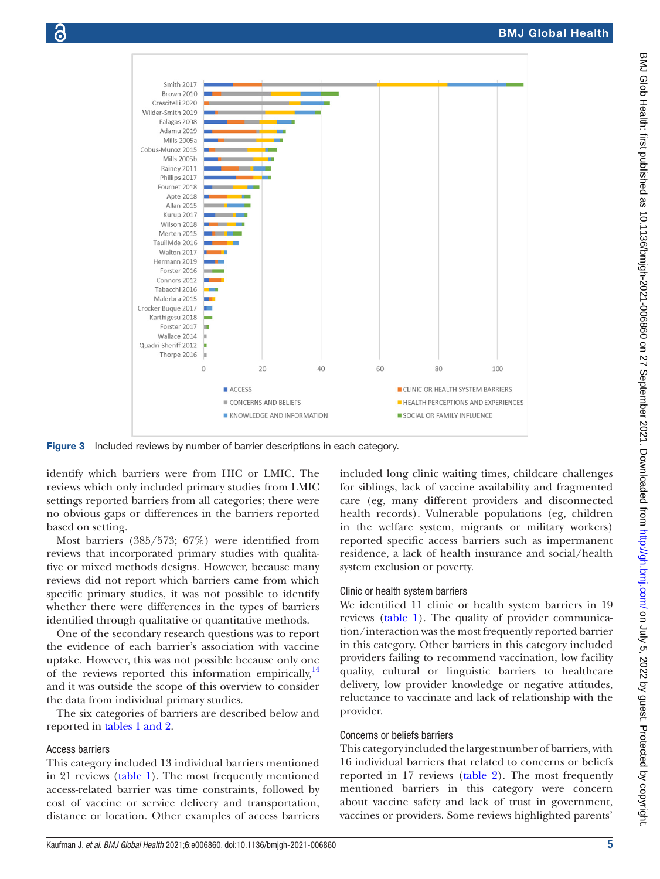Figure 3 Included reviews by number of barrier descriptions in each category.

identify which barriers were from HIC or LMIC. The reviews which only included primary studies from LMIC settings reported barriers from all categories; there were no obvious gaps or differences in the barriers reported based on setting.

Most barriers (385/573; 67%) were identified from reviews that incorporated primary studies with qualitative or mixed methods designs. However, because many reviews did not report which barriers came from which specific primary studies, it was not possible to identify whether there were differences in the types of barriers identified through qualitative or quantitative methods.

One of the secondary research questions was to report the evidence of each barrier's association with vaccine uptake. However, this was not possible because only one of the reviews reported this information empirically,[14] and it was outside the scope of this overview to consider the data from individual primary studies.

The six categories of barriers are described below and reported in tables 1 and 2.

### Access barriers

This category included 13 individual barriers mentioned in 21 reviews (table 1). The most frequently mentioned access-related barrier was time constraints, followed by cost of vaccine or service delivery and transportation, distance or location. Other examples of access barriers included long clinic waiting times, childcare challenges for siblings, lack of vaccine availability and fragmented care (eg, many different providers and disconnected health records). Vulnerable populations (eg, children in the welfare system, migrants or military workers) reported specific access barriers such as impermanent residence, a lack of health insurance and social/health system exclusion or poverty.

### Clinic or health system barriers

We identified 11 clinic or health system barriers in 19 reviews (table 1). The quality of provider communication/interaction was the most frequently reported barrier in this category. Other barriers in this category included providers failing to recommend vaccination, low facility quality, cultural or linguistic barriers to healthcare delivery, low provider knowledge or negative attitudes, reluctance to vaccinate and lack of relationship with the provider.

### Concerns or beliefs barriers

This category included the largest number of barriers, with 16 individual barriers that related to concerns or beliefs reported in 17 reviews (table 2). The most frequently mentioned barriers in this category were concern about vaccine safety and lack of trust in government, vaccines or providers. Some reviews highlighted parents'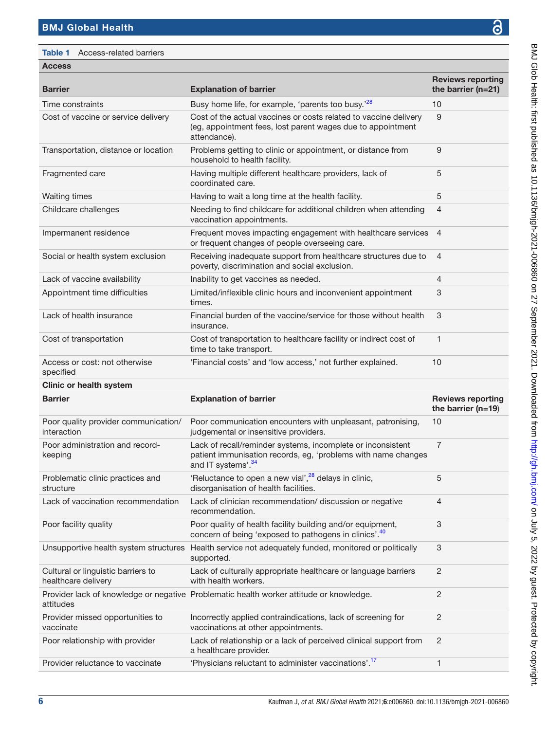**Table 1** Access-related barriers

| Barrier | Explanation of barrier | Reviews reporting the barrier (n=21) |
|---|---|---|
| **Access** | | |
| Time constraints | Busy home life, for example, 'parents too busy.'[28] | 10 |
| Cost of vaccine or service delivery | Cost of the actual vaccines or costs related to vaccine delivery (eg, appointment fees, lost parent wages due to appointment attendance). | 9 |
| Transportation, distance or location | Problems getting to clinic or appointment, or distance from household to health facility. | 9 |
| Fragmented care | Having multiple different healthcare providers, lack of coordinated care. | 5 |
| Waiting times | Having to wait a long time at the health facility. | 5 |
| Childcare challenges | Needing to find childcare for additional children when attending vaccination appointments. | 4 |
| Impermanent residence | Frequent moves impacting engagement with healthcare services or frequent changes of people overseeing care. | 4 |
| Social or health system exclusion | Receiving inadequate support from healthcare structures due to poverty, discrimination and social exclusion. | 4 |
| Lack of vaccine availability | Inability to get vaccines as needed. | 4 |
| Appointment time difficulties | Limited/inflexible clinic hours and inconvenient appointment times. | 3 |
| Lack of health insurance | Financial burden of the vaccine/service for those without health insurance. | 3 |
| Cost of transportation | Cost of transportation to healthcare facility or indirect cost of time to take transport. | 1 |
| Access or cost: not otherwise specified | 'Financial costs' and 'low access,' not further explained. | 10 |
| **Clinic or health system** | | |
| **Barrier** | **Explanation of barrier** | **Reviews reporting the barrier (n=19)** |
| Poor quality provider communication/interaction | Poor communication encounters with unpleasant, patronising, judgemental or insensitive providers. | 10 |
| Poor administration and record-keeping | Lack of recall/reminder systems, incomplete or inconsistent patient immunisation records, eg, 'problems with name changes and IT systems'.[34] | 7 |
| Problematic clinic practices and structure | 'Reluctance to open a new vial',[28] delays in clinic, disorganisation of health facilities. | 5 |
| Lack of vaccination recommendation | Lack of clinician recommendation/ discussion or negative recommendation. | 4 |
| Poor facility quality | Poor quality of health facility building and/or equipment, concern of being 'exposed to pathogens in clinics'.[40] | 3 |
| Unsupportive health system structures | Health service not adequately funded, monitored or politically supported. | 3 |
| Cultural or linguistic barriers to healthcare delivery | Lack of culturally appropriate healthcare or language barriers with health workers. | 2 |
| Provider lack of knowledge or negative attitudes | Problematic health worker attitude or knowledge. | 2 |
| Provider missed opportunities to vaccinate | Incorrectly applied contraindications, lack of screening for vaccinations at other appointments. | 2 |
| Poor relationship with provider | Lack of relationship or a lack of perceived clinical support from a healthcare provider. | 2 |
| Provider reluctance to vaccinate | 'Physicians reluctant to administer vaccinations'.[17] | 1 |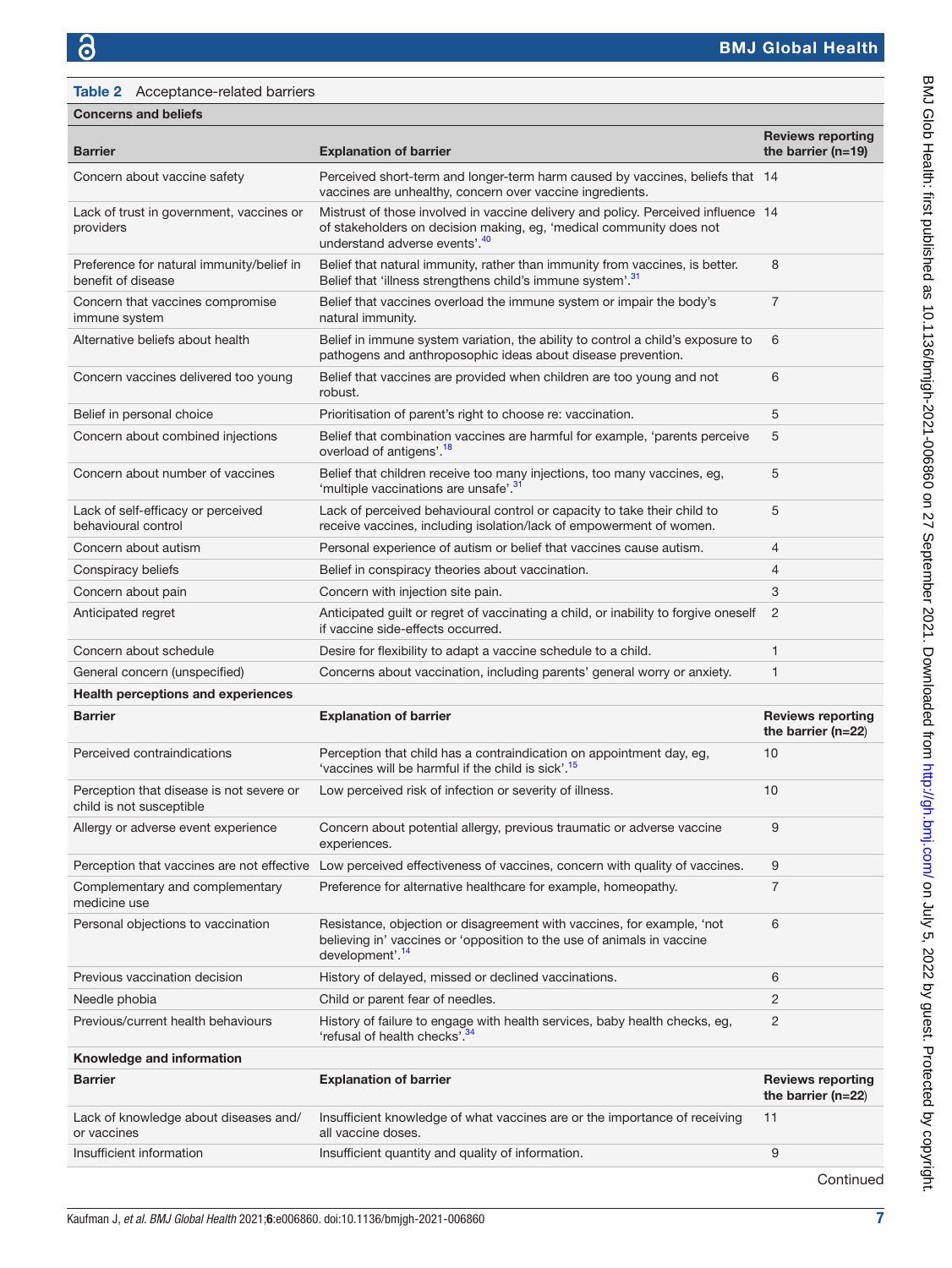**Table 2** Acceptance-related barriers

| Barrier | Explanation of barrier | Reviews reporting the barrier (n=19) |
|---|---|---|
| **Concerns and beliefs** | | |
| Concern about vaccine safety | Perceived short-term and longer-term harm caused by vaccines, beliefs that vaccines are unhealthy, concern over vaccine ingredients. | 14 |
| Lack of trust in government, vaccines or providers | Mistrust of those involved in vaccine delivery and policy. Perceived influence of stakeholders on decision making, eg, 'medical community does not understand adverse events'.[40] | 14 |
| Preference for natural immunity/belief in benefit of disease | Belief that natural immunity, rather than immunity from vaccines, is better. Belief that 'illness strengthens child's immune system'.[31] | 8 |
| Concern that vaccines compromise immune system | Belief that vaccines overload the immune system or impair the body's natural immunity. | 7 |
| Alternative beliefs about health | Belief in immune system variation, the ability to control a child's exposure to pathogens and anthroposophic ideas about disease prevention. | 6 |
| Concern vaccines delivered too young | Belief that vaccines are provided when children are too young and not robust. | 6 |
| Belief in personal choice | Prioritisation of parent's right to choose re: vaccination. | 5 |
| Concern about combined injections | Belief that combination vaccines are harmful for example, 'parents perceive overload of antigens'.[18] | 5 |
| Concern about number of vaccines | Belief that children receive too many injections, too many vaccines, eg, 'multiple vaccinations are unsafe'.[31] | 5 |
| Lack of self-efficacy or perceived behavioural control | Lack of perceived behavioural control or capacity to take their child to receive vaccines, including isolation/lack of empowerment of women. | 5 |
| Concern about autism | Personal experience of autism or belief that vaccines cause autism. | 4 |
| Conspiracy beliefs | Belief in conspiracy theories about vaccination. | 4 |
| Concern about pain | Concern with injection site pain. | 3 |
| Anticipated regret | Anticipated guilt or regret of vaccinating a child, or inability to forgive oneself if vaccine side-effects occurred. | 2 |
| Concern about schedule | Desire for flexibility to adapt a vaccine schedule to a child. | 1 |
| General concern (unspecified) | Concerns about vaccination, including parents' general worry or anxiety. | 1 |
| **Health perceptions and experiences** | | |
| **Barrier** | **Explanation of barrier** | **Reviews reporting the barrier (n=22)** |
| Perceived contraindications | Perception that child has a contraindication on appointment day, eg, 'vaccines will be harmful if the child is sick'.[15] | 10 |
| Perception that disease is not severe or child is not susceptible | Low perceived risk of infection or severity of illness. | 10 |
| Allergy or adverse event experience | Concern about potential allergy, previous traumatic or adverse vaccine experiences. | 9 |
| Perception that vaccines are not effective | Low perceived effectiveness of vaccines, concern with quality of vaccines. | 9 |
| Complementary and complementary medicine use | Preference for alternative healthcare for example, homeopathy. | 7 |
| Personal objections to vaccination | Resistance, objection or disagreement with vaccines, for example, 'not believing in' vaccines or 'opposition to the use of animals in vaccine development'.[14] | 6 |
| Previous vaccination decision | History of delayed, missed or declined vaccinations. | 6 |
| Needle phobia | Child or parent fear of needles. | 2 |
| Previous/current health behaviours | History of failure to engage with health services, baby health checks, eg, 'refusal of health checks'.[34] | 2 |
| **Knowledge and information** | | |
| **Barrier** | **Explanation of barrier** | **Reviews reporting the barrier (n=22)** |
| Lack of knowledge about diseases and/or vaccines | Insufficient knowledge of what vaccines are or the importance of receiving all vaccine doses. | 11 |
| Insufficient information | Insufficient quantity and quality of information. | 9 |

Continued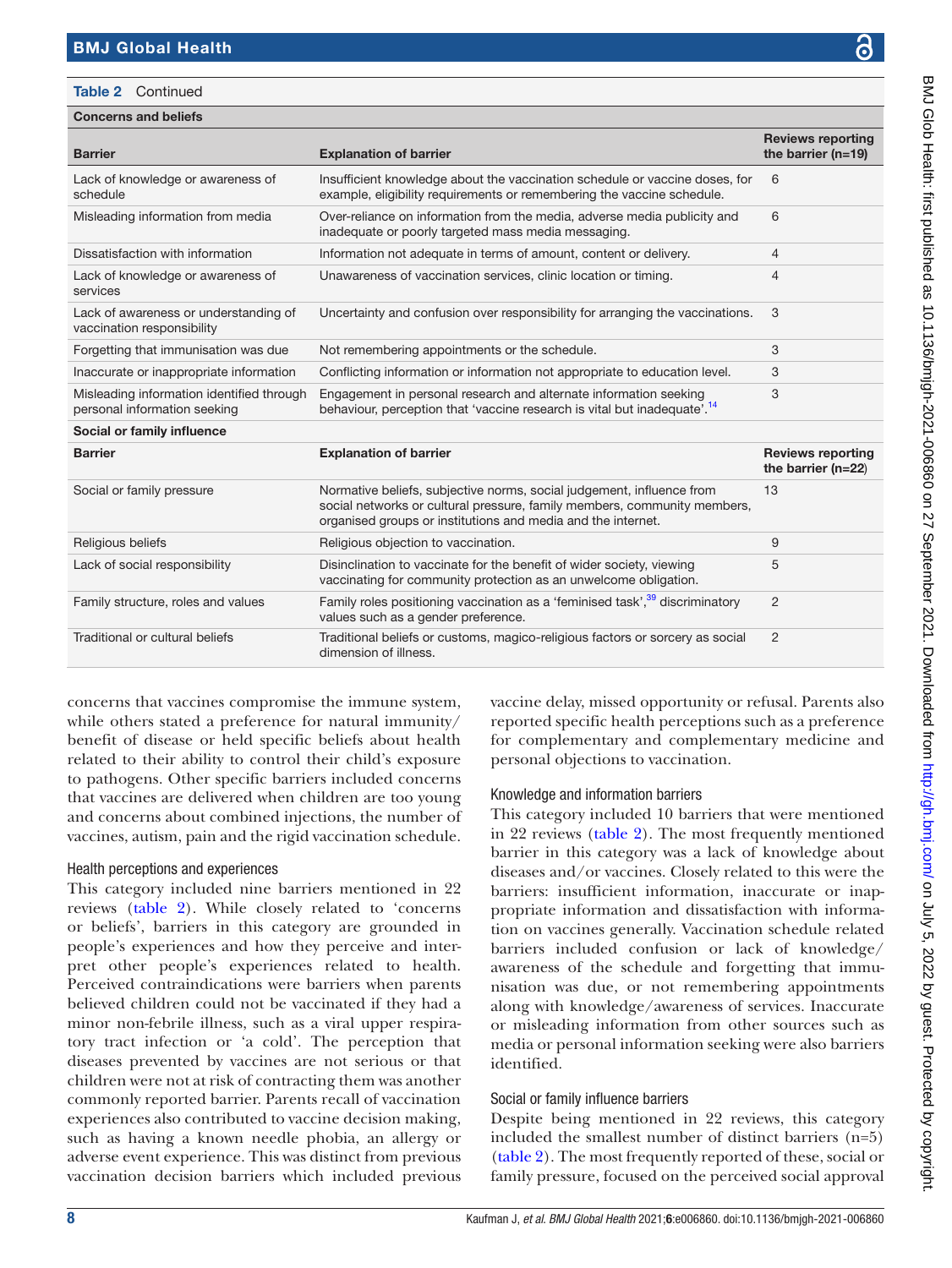**Table 2** Continued

| Barrier | Explanation of barrier | Reviews reporting the barrier (n=19) |
|---|---|---|
| **Concerns and beliefs** | | |
| Lack of knowledge or awareness of schedule | Insufficient knowledge about the vaccination schedule or vaccine doses, for example, eligibility requirements or remembering the vaccine schedule. | 6 |
| Misleading information from media | Over-reliance on information from the media, adverse media publicity and inadequate or poorly targeted mass media messaging. | 6 |
| Dissatisfaction with information | Information not adequate in terms of amount, content or delivery. | 4 |
| Lack of knowledge or awareness of services | Unawareness of vaccination services, clinic location or timing. | 4 |
| Lack of awareness or understanding of vaccination responsibility | Uncertainty and confusion over responsibility for arranging the vaccinations. | 3 |
| Forgetting that immunisation was due | Not remembering appointments or the schedule. | 3 |
| Inaccurate or inappropriate information | Conflicting information or information not appropriate to education level. | 3 |
| Misleading information identified through personal information seeking | Engagement in personal research and alternate information seeking behaviour, perception that 'vaccine research is vital but inadequate'.[14] | 3 |
| **Social or family influence** | | |
| **Barrier** | **Explanation of barrier** | **Reviews reporting the barrier (n=22)** |
| Social or family pressure | Normative beliefs, subjective norms, social judgement, influence from social networks or cultural pressure, family members, community members, organised groups or institutions and media and the internet. | 13 |
| Religious beliefs | Religious objection to vaccination. | 9 |
| Lack of social responsibility | Disinclination to vaccinate for the benefit of wider society, viewing vaccinating for community protection as an unwelcome obligation. | 5 |
| Family structure, roles and values | Family roles positioning vaccination as a 'feminised task',[39] discriminatory values such as a gender preference. | 2 |
| Traditional or cultural beliefs | Traditional beliefs or customs, magico-religious factors or sorcery as social dimension of illness. | 2 |

concerns that vaccines compromise the immune system, while others stated a preference for natural immunity/benefit of disease or held specific beliefs about health related to their ability to control their child's exposure to pathogens. Other specific barriers included concerns that vaccines are delivered when children are too young and concerns about combined injections, the number of vaccines, autism, pain and the rigid vaccination schedule.

### Health perceptions and experiences

This category included nine barriers mentioned in 22 reviews (table 2). While closely related to 'concerns or beliefs', barriers in this category are grounded in people's experiences and how they perceive and interpret other people's experiences related to health. Perceived contraindications were barriers when parents believed children could not be vaccinated if they had a minor non-febrile illness, such as a viral upper respiratory tract infection or 'a cold'. The perception that diseases prevented by vaccines are not serious or that children were not at risk of contracting them was another commonly reported barrier. Parents recall of vaccination experiences also contributed to vaccine decision making, such as having a known needle phobia, an allergy or adverse event experience. This was distinct from previous vaccination decision barriers which included previous vaccine delay, missed opportunity or refusal. Parents also reported specific health perceptions such as a preference for complementary and complementary medicine and personal objections to vaccination.

### Knowledge and information barriers

This category included 10 barriers that were mentioned in 22 reviews (table 2). The most frequently mentioned barrier in this category was a lack of knowledge about diseases and/or vaccines. Closely related to this were the barriers: insufficient information, inaccurate or inappropriate information and dissatisfaction with information on vaccines generally. Vaccination schedule related barriers included confusion or lack of knowledge/awareness of the schedule and forgetting that immunisation was due, or not remembering appointments along with knowledge/awareness of services. Inaccurate or misleading information from other sources such as media or personal information seeking were also barriers identified.

### Social or family influence barriers

Despite being mentioned in 22 reviews, this category included the smallest number of distinct barriers (n=5) (table 2). The most frequently reported of these, social or family pressure, focused on the perceived social approval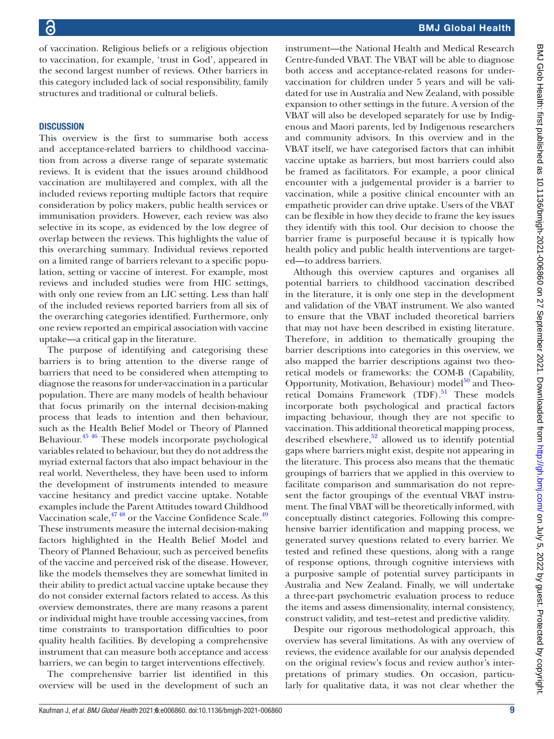of vaccination. Religious beliefs or a religious objection to vaccination, for example, 'trust in God', appeared in the second largest number of reviews. Other barriers in this category included lack of social responsibility, family structures and traditional or cultural beliefs.

## DISCUSSION

This overview is the first to summarise both access and acceptance-related barriers to childhood vaccination from across a diverse range of separate systematic reviews. It is evident that the issues around childhood vaccination are multilayered and complex, with all the included reviews reporting multiple factors that require consideration by policy makers, public health services or immunisation providers. However, each review was also selective in its scope, as evidenced by the low degree of overlap between the reviews. This highlights the value of this overarching summary. Individual reviews reported on a limited range of barriers relevant to a specific population, setting or vaccine of interest. For example, most reviews and included studies were from HIC settings, with only one review from an LIC setting. Less than half of the included reviews reported barriers from all six of the overarching categories identified. Furthermore, only one review reported an empirical association with vaccine uptake—a critical gap in the literature.

The purpose of identifying and categorising these barriers is to bring attention to the diverse range of barriers that need to be considered when attempting to diagnose the reasons for under-vaccination in a particular population. There are many models of health behaviour that focus primarily on the internal decision-making process that leads to intention and then behaviour, such as the Health Belief Model or Theory of Planned Behaviour.[45,46] These models incorporate psychological variables related to behaviour, but they do not address the myriad external factors that also impact behaviour in the real world. Nevertheless, they have been used to inform the development of instruments intended to measure vaccine hesitancy and predict vaccine uptake. Notable examples include the Parent Attitudes toward Childhood Vaccination scale,[47,48] or the Vaccine Confidence Scale.[49] These instruments measure the internal decision-making factors highlighted in the Health Belief Model and Theory of Planned Behaviour, such as perceived benefits of the vaccine and perceived risk of the disease. However, like the models themselves they are somewhat limited in their ability to predict actual vaccine uptake because they do not consider external factors related to access. As this overview demonstrates, there are many reasons a parent or individual might have trouble accessing vaccines, from time constraints to transportation difficulties to poor quality health facilities. By developing a comprehensive instrument that can measure both acceptance and access barriers, we can begin to target interventions effectively.

The comprehensive barrier list identified in this overview will be used in the development of such an instrument—the National Health and Medical Research Centre-funded VBAT. The VBAT will be able to diagnose both access and acceptance-related reasons for under-vaccination for children under 5 years and will be validated for use in Australia and New Zealand, with possible expansion to other settings in the future. A version of the VBAT will also be developed separately for use by Indigenous and Maori parents, led by Indigenous researchers and community advisors. In this overview and in the VBAT itself, we have categorised factors that can inhibit vaccine uptake as barriers, but most barriers could also be framed as facilitators. For example, a poor clinical encounter with a judgemental provider is a barrier to vaccination, while a positive clinical encounter with an empathetic provider can drive uptake. Users of the VBAT can be flexible in how they decide to frame the key issues they identify with this tool. Our decision to choose the barrier frame is purposeful because it is typically how health policy and public health interventions are targeted—to address barriers.

Although this overview captures and organises all potential barriers to childhood vaccination described in the literature, it is only one step in the development and validation of the VBAT instrument. We also wanted to ensure that the VBAT included theoretical barriers that may not have been described in existing literature. Therefore, in addition to thematically grouping the barrier descriptions into categories in this overview, we also mapped the barrier descriptions against two theoretical models or frameworks: the COM-B (Capability, Opportunity, Motivation, Behaviour) model[50] and Theoretical Domains Framework (TDF).[51] These models incorporate both psychological and practical factors impacting behaviour, though they are not specific to vaccination. This additional theoretical mapping process, described elsewhere,[52] allowed us to identify potential gaps where barriers might exist, despite not appearing in the literature. This process also means that the thematic groupings of barriers that we applied in this overview to facilitate comparison and summarisation do not represent the factor groupings of the eventual VBAT instrument. The final VBAT will be theoretically informed, with conceptually distinct categories. Following this comprehensive barrier identification and mapping process, we generated survey questions related to every barrier. We tested and refined these questions, along with a range of response options, through cognitive interviews with a purposive sample of potential survey participants in Australia and New Zealand. Finally, we will undertake a three-part psychometric evaluation process to reduce the items and assess dimensionality, internal consistency, construct validity, and test–retest and predictive validity.

Despite our rigorous methodological approach, this overview has several limitations. As with any overview of reviews, the evidence available for our analysis depended on the original review's focus and review author's interpretations of primary studies. On occasion, particularly for qualitative data, it was not clear whether the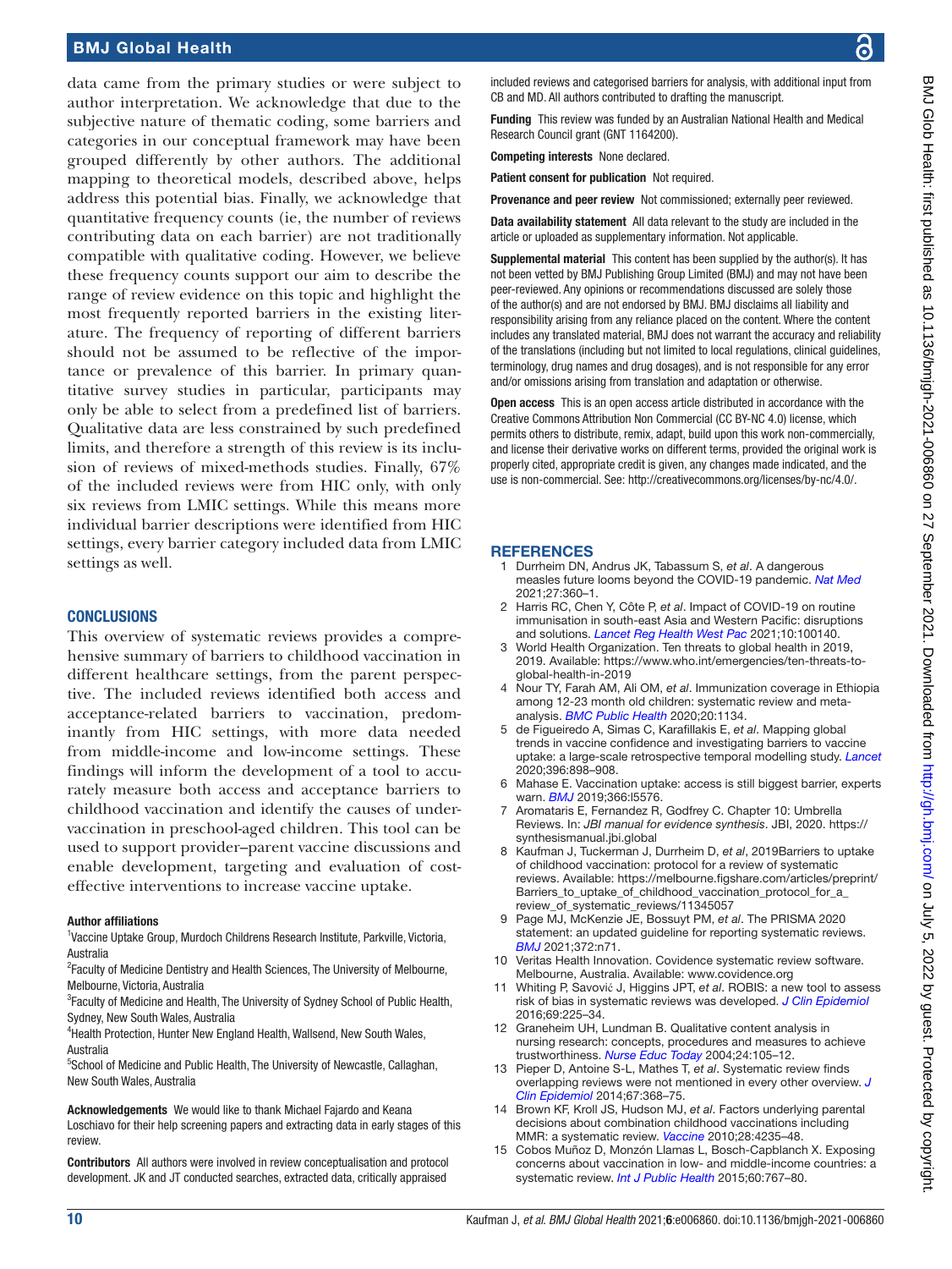data came from the primary studies or were subject to author interpretation. We acknowledge that due to the subjective nature of thematic coding, some barriers and categories in our conceptual framework may have been grouped differently by other authors. The additional mapping to theoretical models, described above, helps address this potential bias. Finally, we acknowledge that quantitative frequency counts (ie, the number of reviews contributing data on each barrier) are not traditionally compatible with qualitative coding. However, we believe these frequency counts support our aim to describe the range of review evidence on this topic and highlight the most frequently reported barriers in the existing literature. The frequency of reporting of different barriers should not be assumed to be reflective of the importance or prevalence of this barrier. In primary quantitative survey studies in particular, participants may only be able to select from a predefined list of barriers. Qualitative data are less constrained by such predefined limits, and therefore a strength of this review is its inclusion of reviews of mixed-methods studies. Finally, 67% of the included reviews were from HIC only, with only six reviews from LMIC settings. While this means more individual barrier descriptions were identified from HIC settings, every barrier category included data from LMIC settings as well.

## CONCLUSIONS

This overview of systematic reviews provides a comprehensive summary of barriers to childhood vaccination in different healthcare settings, from the parent perspective. The included reviews identified both access and acceptance-related barriers to vaccination, predominantly from HIC settings, with more data needed from middle-income and low-income settings. These findings will inform the development of a tool to accurately measure both access and acceptance barriers to childhood vaccination and identify the causes of undervaccination in preschool-aged children. This tool can be used to support provider–parent vaccine discussions and enable development, targeting and evaluation of cost-effective interventions to increase vaccine uptake.

**Author affiliations**

[1]Vaccine Uptake Group, Murdoch Childrens Research Institute, Parkville, Victoria, Australia

[2]Faculty of Medicine Dentistry and Health Sciences, The University of Melbourne, Melbourne, Victoria, Australia

[3]Faculty of Medicine and Health, The University of Sydney School of Public Health, Sydney, New South Wales, Australia

[4]Health Protection, Hunter New England Health, Wallsend, New South Wales, Australia

[5]School of Medicine and Public Health, The University of Newcastle, Callaghan, New South Wales, Australia

**Acknowledgements** We would like to thank Michael Fajardo and Keana Loschiavo for their help screening papers and extracting data in early stages of this review.

**Contributors** All authors were involved in review conceptualisation and protocol development. JK and JT conducted searches, extracted data, critically appraised included reviews and categorised barriers for analysis, with additional input from CB and MD. All authors contributed to drafting the manuscript.

**Funding** This review was funded by an Australian National Health and Medical Research Council grant (GNT 1164200).

**Competing interests** None declared.

**Patient consent for publication** Not required.

**Provenance and peer review** Not commissioned; externally peer reviewed.

**Data availability statement** All data relevant to the study are included in the article or uploaded as supplementary information. Not applicable.

**Supplemental material** This content has been supplied by the author(s). It has not been vetted by BMJ Publishing Group Limited (BMJ) and may not have been peer-reviewed. Any opinions or recommendations discussed are solely those of the author(s) and are not endorsed by BMJ. BMJ disclaims all liability and responsibility arising from any reliance placed on the content. Where the content includes any translated material, BMJ does not warrant the accuracy and reliability of the translations (including but not limited to local regulations, clinical guidelines, terminology, drug names and drug dosages), and is not responsible for any error and/or omissions arising from translation and adaptation or otherwise.

**Open access** This is an open access article distributed in accordance with the Creative Commons Attribution Non Commercial (CC BY-NC 4.0) license, which permits others to distribute, remix, adapt, build upon this work non-commercially, and license their derivative works on different terms, provided the original work is properly cited, appropriate credit is given, any changes made indicated, and the use is non-commercial. See: http://creativecommons.org/licenses/by-nc/4.0/.

## REFERENCES

1. Durrheim DN, Andrus JK, Tabassum S, *et al*. A dangerous measles future looms beyond the COVID-19 pandemic. *Nat Med* 2021;27:360–1.
2. Harris RC, Chen Y, Côte P, *et al*. Impact of COVID-19 on routine immunisation in south-east Asia and Western Pacific: disruptions and solutions. *Lancet Reg Health West Pac* 2021;10:100140.
3. World Health Organization. Ten threats to global health in 2019, 2019. Available: https://www.who.int/emergencies/ten-threats-to-global-health-in-2019
4. Nour TY, Farah AM, Ali OM, *et al*. Immunization coverage in Ethiopia among 12-23 month old children: systematic review and meta-analysis. *BMC Public Health* 2020;20:1134.
5. de Figueiredo A, Simas C, Karafillakis E, *et al*. Mapping global trends in vaccine confidence and investigating barriers to vaccine uptake: a large-scale retrospective temporal modelling study. *Lancet* 2020;396:898–908.
6. Mahase E. Vaccination uptake: access is still biggest barrier, experts warn. *BMJ* 2019;366:l5576.
7. Aromataris E, Fernandez R, Godfrey C. Chapter 10: Umbrella Reviews. In: *JBI manual for evidence synthesis*. JBI, 2020. https://synthesismanual.jbi.global
8. Kaufman J, Tuckerman J, Durrheim D, *et al*, 2019Barriers to uptake of childhood vaccination: protocol for a review of systematic reviews. Available: https://melbourne.figshare.com/articles/preprint/Barriers_to_uptake_of_childhood_vaccination_protocol_for_a_review_of_systematic_reviews/11345057
9. Page MJ, McKenzie JE, Bossuyt PM, *et al*. The PRISMA 2020 statement: an updated guideline for reporting systematic reviews. *BMJ* 2021;372:n71.
10. Veritas Health Innovation. Covidence systematic review software. Melbourne, Australia. Available: www.covidence.org
11. Whiting P, Savović J, Higgins JPT, *et al*. ROBIS: a new tool to assess risk of bias in systematic reviews was developed. *J Clin Epidemiol* 2016;69:225–34.
12. Graneheim UH, Lundman B. Qualitative content analysis in nursing research: concepts, procedures and measures to achieve trustworthiness. *Nurse Educ Today* 2004;24:105–12.
13. Pieper D, Antoine S-L, Mathes T, *et al*. Systematic review finds overlapping reviews were not mentioned in every other overview. *J Clin Epidemiol* 2014;67:368–75.
14. Brown KF, Kroll JS, Hudson MJ, *et al*. Factors underlying parental decisions about combination childhood vaccinations including MMR: a systematic review. *Vaccine* 2010;28:4235–48.
15. Cobos Muñoz D, Monzón Llamas L, Bosch-Capblanch X. Exposing concerns about vaccination in low- and middle-income countries: a systematic review. *Int J Public Health* 2015;60:767–80.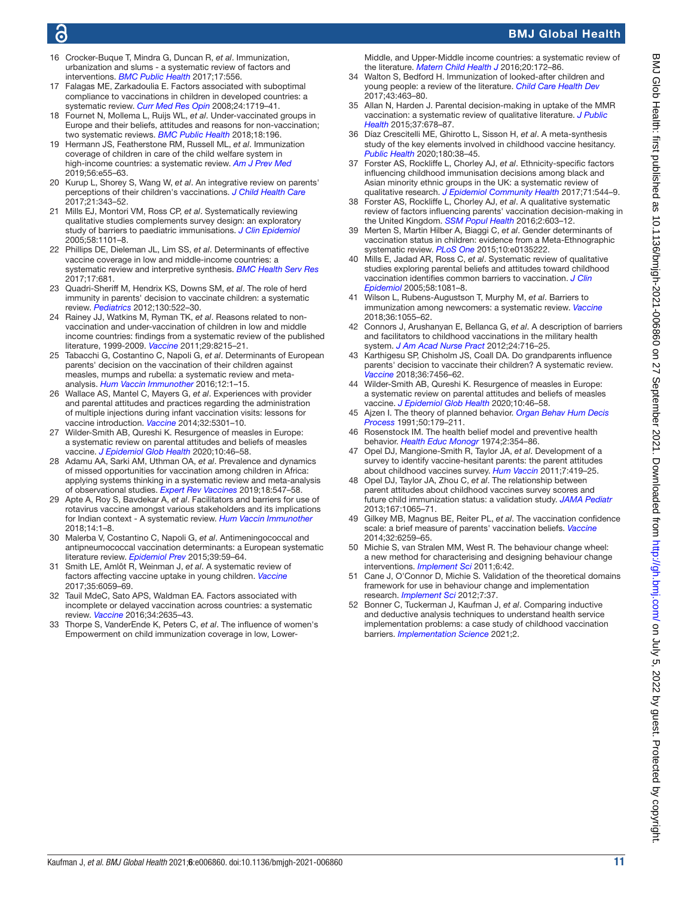16 Crocker-Buque T, Mindra G, Duncan R, *et al*. Immunization, urbanization and slums - a systematic review of factors and interventions. *BMC Public Health* 2017;17:556.
17 Falagas ME, Zarkadoulia E. Factors associated with suboptimal compliance to vaccinations in children in developed countries: a systematic review. *Curr Med Res Opin* 2008;24:1719–41.
18 Fournet N, Mollema L, Ruijs WL, *et al*. Under-vaccinated groups in Europe and their beliefs, attitudes and reasons for non-vaccination; two systematic reviews. *BMC Public Health* 2018;18:196.
19 Hermann JS, Featherstone RM, Russell ML, *et al*. Immunization coverage of children in care of the child welfare system in high-income countries: a systematic review. *Am J Prev Med* 2019;56:e55–63.
20 Kurup L, Shorey S, Wang W, *et al*. An integrative review on parents' perceptions of their children's vaccinations. *J Child Health Care* 2017;21:343–52.
21 Mills EJ, Montori VM, Ross CP, *et al*. Systematically reviewing qualitative studies complements survey design: an exploratory study of barriers to paediatric immunisations. *J Clin Epidemiol* 2005;58:1101–8.
22 Phillips DE, Dieleman JL, Lim SS, *et al*. Determinants of effective vaccine coverage in low and middle-income countries: a systematic review and interpretive synthesis. *BMC Health Serv Res* 2017;17:681.
23 Quadri-Sheriff M, Hendrix KS, Downs SM, *et al*. The role of herd immunity in parents' decision to vaccinate children: a systematic review. *Pediatrics* 2012;130:522–30.
24 Rainey JJ, Watkins M, Ryman TK, *et al*. Reasons related to non-vaccination and under-vaccination of children in low and middle income countries: findings from a systematic review of the published literature, 1999-2009. *Vaccine* 2011;29:8215–21.
25 Tabacchi G, Costantino C, Napoli G, *et al*. Determinants of European parents' decision on the vaccination of their children against measles, mumps and rubella: a systematic review and meta-analysis. *Hum Vaccin Immunother* 2016;12:1–15.
26 Wallace AS, Mantel C, Mayers G, *et al*. Experiences with provider and parental attitudes and practices regarding the administration of multiple injections during infant vaccination visits: lessons for vaccine introduction. *Vaccine* 2014;32:5301–10.
27 Wilder-Smith AB, Qureshi K. Resurgence of measles in Europe: a systematic review on parental attitudes and beliefs of measles vaccine. *J Epidemiol Glob Health* 2020;10:46–58.
28 Adamu AA, Sarki AM, Uthman OA, *et al*. Prevalence and dynamics of missed opportunities for vaccination among children in Africa: applying systems thinking in a systematic review and meta-analysis of observational studies. *Expert Rev Vaccines* 2019;18:547–58.
29 Apte A, Roy S, Bavdekar A, *et al*. Facilitators and barriers for use of rotavirus vaccine amongst various stakeholders and its implications for Indian context - A systematic review. *Hum Vaccin Immunother* 2018;14:1–8.
30 Malerba V, Costantino C, Napoli G, *et al*. Antimeningococcal and antipneumococcal vaccination determinants: a European systematic literature review. *Epidemiol Prev* 2015;39:59–64.
31 Smith LE, Amlôt R, Weinman J, *et al*. A systematic review of factors affecting vaccine uptake in young children. *Vaccine* 2017;35:6059–69.
32 Tauil MdeC, Sato APS, Waldman EA. Factors associated with incomplete or delayed vaccination across countries: a systematic review. *Vaccine* 2016;34:2635–43.
33 Thorpe S, VanderEnde K, Peters C, *et al*. The influence of women's Empowerment on child immunization coverage in low, Lower-Middle, and Upper-Middle income countries: a systematic review of the literature. *Matern Child Health J* 2016;20:172–86.
34 Walton S, Bedford H. Immunization of looked-after children and young people: a review of the literature. *Child Care Health Dev* 2017;43:463–80.
35 Allan N, Harden J. Parental decision-making in uptake of the MMR vaccination: a systematic review of qualitative literature. *J Public Health* 2015;37:678–87.
36 Díaz Crescitelli ME, Ghirotto L, Sisson H, *et al*. A meta-synthesis study of the key elements involved in childhood vaccine hesitancy. *Public Health* 2020;180:38–45.
37 Forster AS, Rockliffe L, Chorley AJ, *et al*. Ethnicity-specific factors influencing childhood immunisation decisions among black and Asian minority ethnic groups in the UK: a systematic review of qualitative research. *J Epidemiol Community Health* 2017;71:544–9.
38 Forster AS, Rockliffe L, Chorley AJ, *et al*. A qualitative systematic review of factors influencing parents' vaccination decision-making in the United Kingdom. *SSM Popul Health* 2016;2:603–12.
39 Merten S, Martin Hilber A, Biaggi C, *et al*. Gender determinants of vaccination status in children: evidence from a Meta-Ethnographic systematic review. *PLoS One* 2015;10:e0135222.
40 Mills E, Jadad AR, Ross C, *et al*. Systematic review of qualitative studies exploring parental beliefs and attitudes toward childhood vaccination identifies common barriers to vaccination. *J Clin Epidemiol* 2005;58:1081–8.
41 Wilson L, Rubens-Augustsson T, Murphy M, *et al*. Barriers to immunization among newcomers: a systematic review. *Vaccine* 2018;36:1055–62.
42 Connors J, Arushanyan E, Bellanca G, *et al*. A description of barriers and facilitators to childhood vaccinations in the military health system. *J Am Acad Nurse Pract* 2012;24:716–25.
43 Karthigesu SP, Chisholm JS, Coall DA. Do grandparents influence parents' decision to vaccinate their children? A systematic review. *Vaccine* 2018;36:7456–62.
44 Wilder-Smith AB, Qureshi K. Resurgence of measles in Europe: a systematic review on parental attitudes and beliefs of measles vaccine. *J Epidemiol Glob Health* 2020;10:46–58.
45 Ajzen I. The theory of planned behavior. *Organ Behav Hum Decis Process* 1991;50:179–211.
46 Rosenstock IM. The health belief model and preventive health behavior. *Health Educ Monogr* 1974;2:354–86.
47 Opel DJ, Mangione-Smith R, Taylor JA, *et al*. Development of a survey to identify vaccine-hesitant parents: the parent attitudes about childhood vaccines survey. *Hum Vaccin* 2011;7:419–25.
48 Opel DJ, Taylor JA, Zhou C, *et al*. The relationship between parent attitudes about childhood vaccines survey scores and future child immunization status: a validation study. *JAMA Pediatr* 2013;167:1065–71.
49 Gilkey MB, Magnus BE, Reiter PL, *et al*. The vaccination confidence scale: a brief measure of parents' vaccination beliefs. *Vaccine* 2014;32:6259–65.
50 Michie S, van Stralen MM, West R. The behaviour change wheel: a new method for characterising and designing behaviour change interventions. *Implement Sci* 2011;6:42.
51 Cane J, O'Connor D, Michie S. Validation of the theoretical domains framework for use in behaviour change and implementation research. *Implement Sci* 2012;7:37.
52 Bonner C, Tuckerman J, Kaufman J, *et al*. Comparing inductive and deductive analysis techniques to understand health service implementation problems: a case study of childhood vaccination barriers. *Implementation Science* 2021;2.